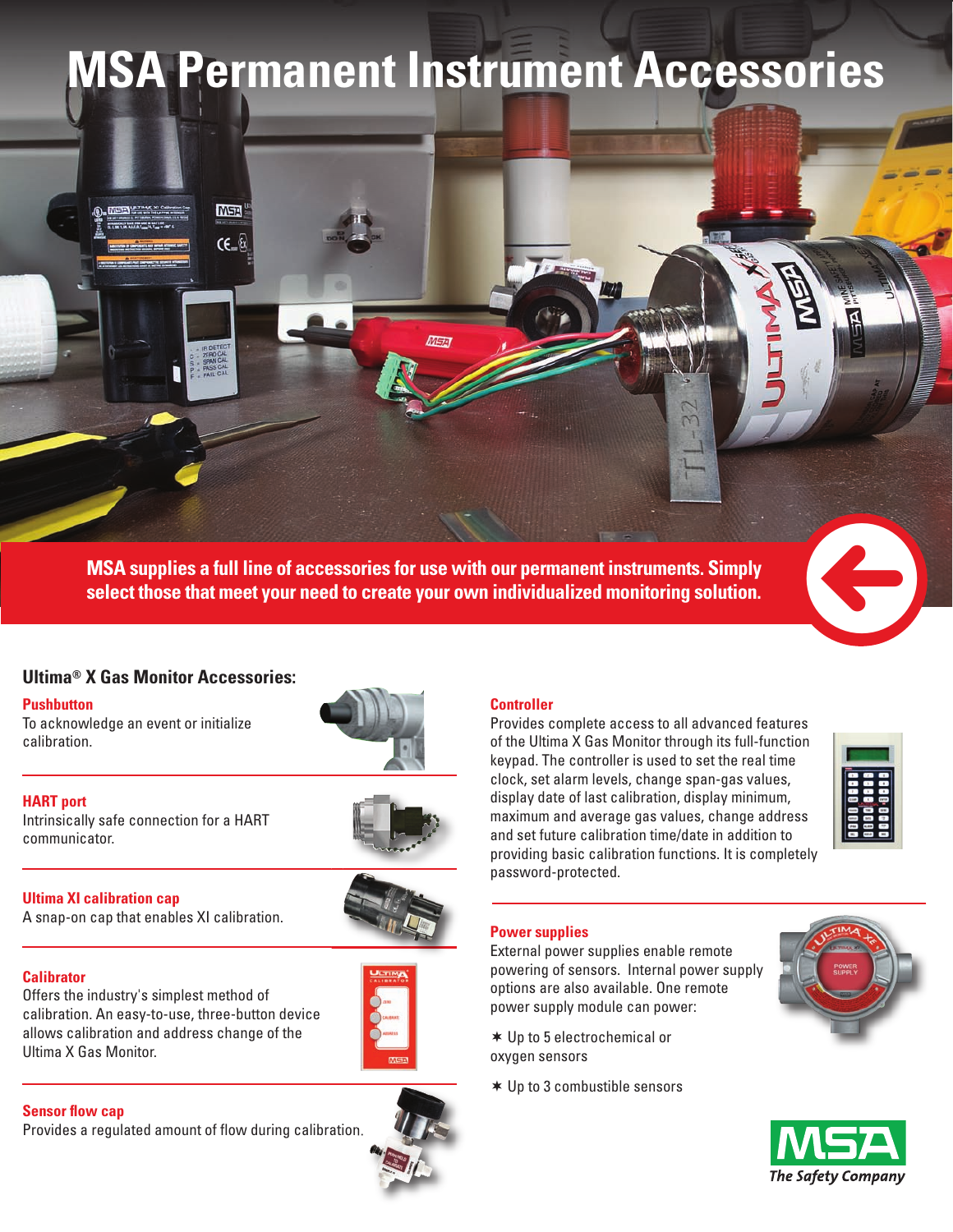# MSA Permanent Instrument Accessories

**MSA supplies a full line of accessories for use with our permanent instruments. Simply select those that meet your need to create your own individualized monitoring solution.**

## Ultima® X Gas Monitor Accessories:

### Pushbutton

To acknowledge an event or initialize calibration.

### HART port

Intrinsically safe connection for a HART communicator.

### Ultima XI calibration cap

A snap-on cap that enables XI calibration.

### Calibrator

Offers the industry's simplest method of calibration. An easy-to-use, three-button device allows calibration and address change of the Ultima X Gas Monitor.

### Sensor flow cap

Provides a regulated amount of flow during calibration.

### Controller

Provides complete access to all advanced features of the Ultima X Gas Monitor through its full-function keypad. The controller is used to set the real time clock, set alarm levels, change span-gas values, display date of last calibration, display minimum, maximum and average gas values, change address and set future calibration time/date in addition to providing basic calibration functions. It is completely password-protected.

### Power supplies

External power supplies enable remote powering of sensors. Internal power supply options are also available. One remote power supply module can power:

- Up to 5 electrochemical or oxygen sensors
- Up to 3 combustible sensors

MSA *The Safety Company*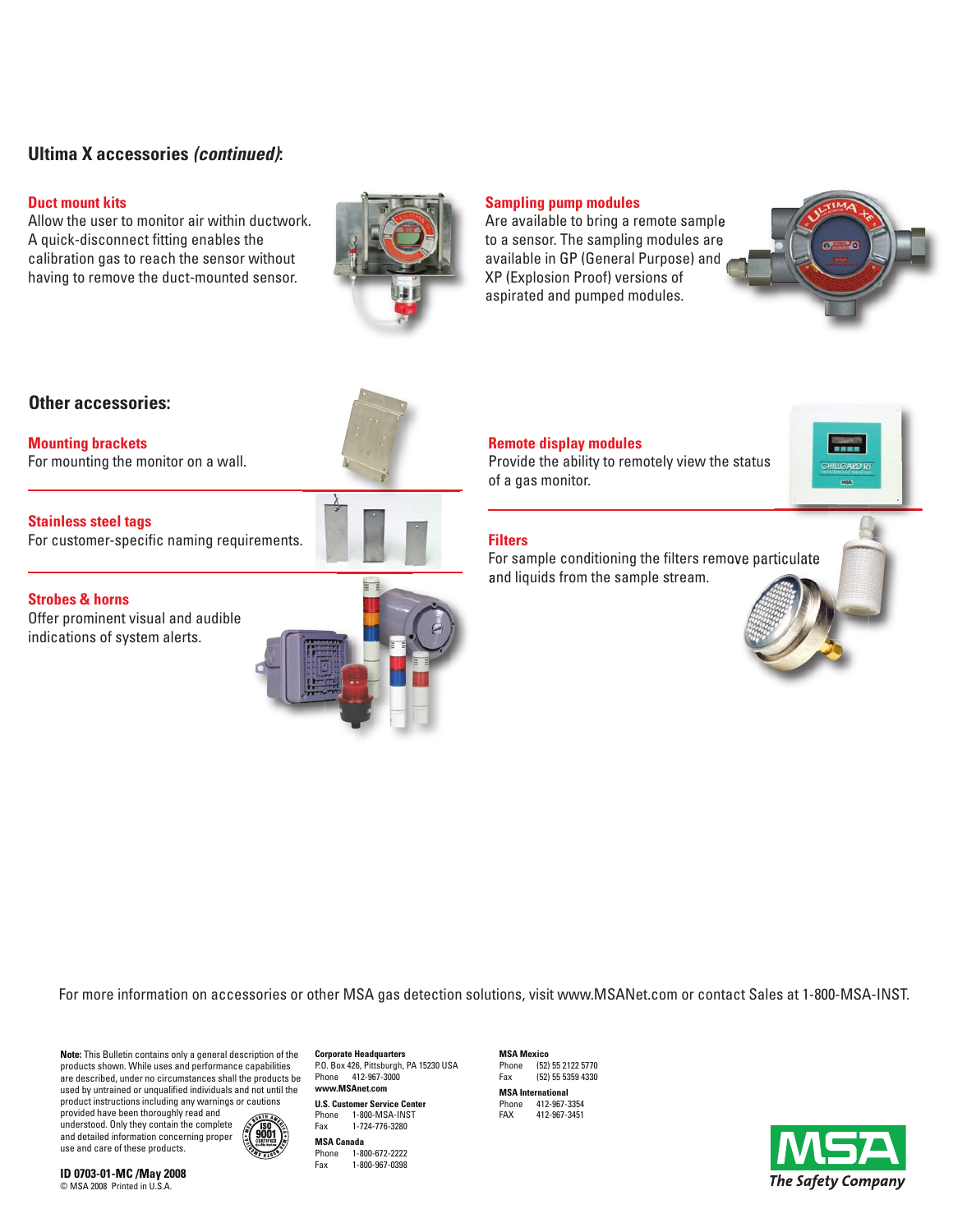## Ultima X accessories *(continued)*:

### Duct mount kits

Allow the user to monitor air within ductwork. A quick-disconnect fitting enables the calibration gas to reach the sensor without having to remove the duct-mounted sensor.

### Sampling pump modules

Are available to bring a remote sample to a sensor. The sampling modules are available in GP (General Purpose) and XP (Explosion Proof) versions of aspirated and pumped modules.

## Other accessories:

### Mounting brackets

For mounting the monitor on a wall.

### Stainless steel tags

For customer-specific naming requirements.

### Strobes & horns

Offer prominent visual and audible indications of system alerts.

### Remote display modules

Provide the ability to remotely view the status of a gas monitor.

### Filters

For sample conditioning the filters remove particulate and liquids from the sample stream.

For more information on accessories or other MSA gas detection solutions, visit www.MSANet.com or contact Sales at 1-800-MSA-INST.

**Note:** This Bulletin contains only a general description of the products shown. While uses and performance capabilities are described, under no circumstances shall the products be used by untrained or unqualified individuals and not until the product instructions including any warnings or cautions provided have been thoroughly read and understood. Only they contain the complete and detailed information concerning proper use and care of these products.

**ID 0703-01-MC /May 2008**
© MSA 2008 Printed in U.S.A.

**Corporate Headquarters**
P.O. Box 426, Pittsburgh, PA 15230 USA
Phone 412-967-3000
**www.MSAnet.com**

**U.S. Customer Service Center**
Phone 1-800-MSA-INST
Fax 1-724-776-3280

**MSA Canada**
Phone 1-800-672-2222
Fax 1-800-967-0398

**MSA Mexico**
Phone (52) 55 2122 5770
Fax (52) 55 5359 4330

**MSA International**
Phone 412-967-3354
FAX 412-967-3451

MSA *The Safety Company*